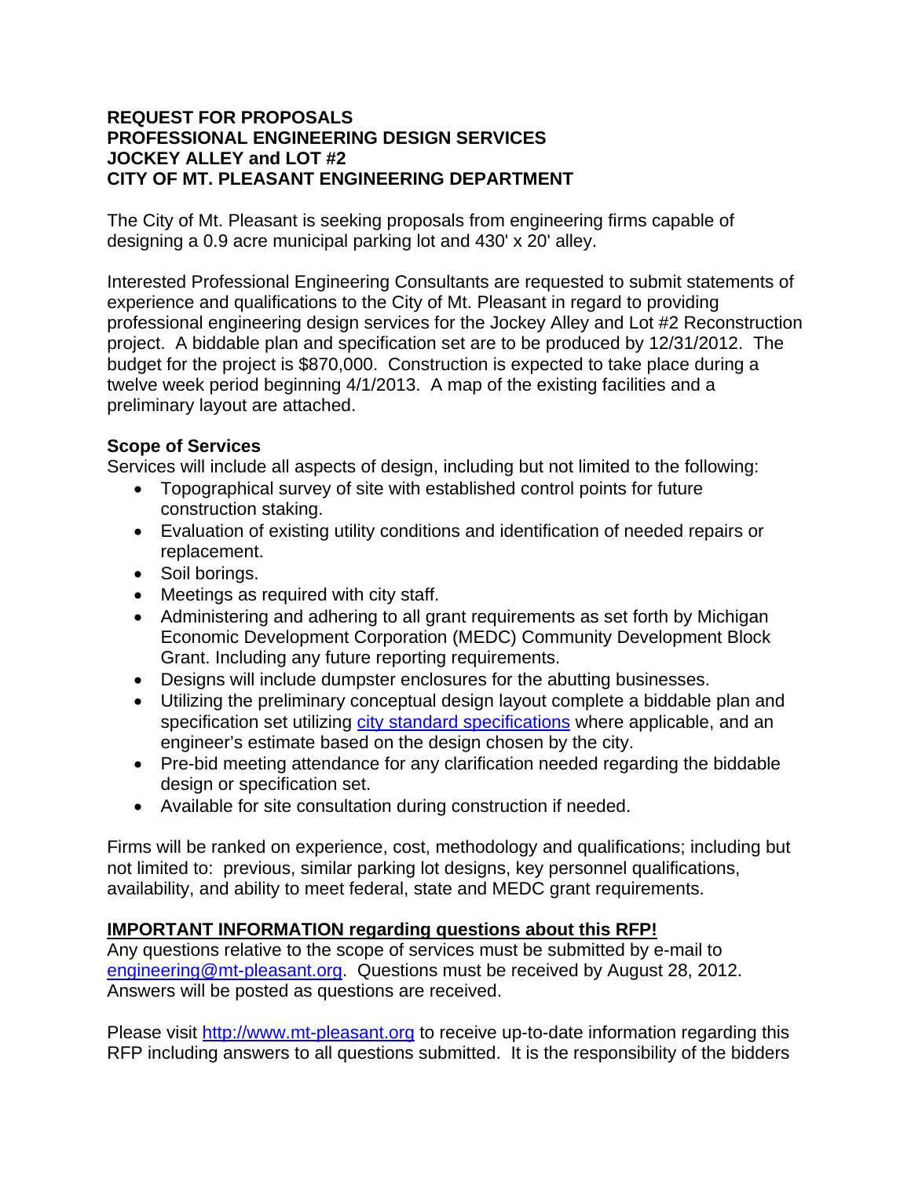**REQUEST FOR PROPOSALS**
**PROFESSIONAL ENGINEERING DESIGN SERVICES**
**JOCKEY ALLEY and LOT #2**
**CITY OF MT. PLEASANT ENGINEERING DEPARTMENT**

The City of Mt. Pleasant is seeking proposals from engineering firms capable of designing a 0.9 acre municipal parking lot and 430' x 20' alley.

Interested Professional Engineering Consultants are requested to submit statements of experience and qualifications to the City of Mt. Pleasant in regard to providing professional engineering design services for the Jockey Alley and Lot #2 Reconstruction project. A biddable plan and specification set are to be produced by 12/31/2012. The budget for the project is $870,000. Construction is expected to take place during a twelve week period beginning 4/1/2013. A map of the existing facilities and a preliminary layout are attached.

**Scope of Services**

Services will include all aspects of design, including but not limited to the following:

- Topographical survey of site with established control points for future construction staking.
- Evaluation of existing utility conditions and identification of needed repairs or replacement.
- Soil borings.
- Meetings as required with city staff.
- Administering and adhering to all grant requirements as set forth by Michigan Economic Development Corporation (MEDC) Community Development Block Grant. Including any future reporting requirements.
- Designs will include dumpster enclosures for the abutting businesses.
- Utilizing the preliminary conceptual design layout complete a biddable plan and specification set utilizing city standard specifications where applicable, and an engineer's estimate based on the design chosen by the city.
- Pre-bid meeting attendance for any clarification needed regarding the biddable design or specification set.
- Available for site consultation during construction if needed.

Firms will be ranked on experience, cost, methodology and qualifications; including but not limited to: previous, similar parking lot designs, key personnel qualifications, availability, and ability to meet federal, state and MEDC grant requirements.

**IMPORTANT INFORMATION regarding questions about this RFP!**

Any questions relative to the scope of services must be submitted by e-mail to engineering@mt-pleasant.org. Questions must be received by August 28, 2012. Answers will be posted as questions are received.

Please visit http://www.mt-pleasant.org to receive up-to-date information regarding this RFP including answers to all questions submitted. It is the responsibility of the bidders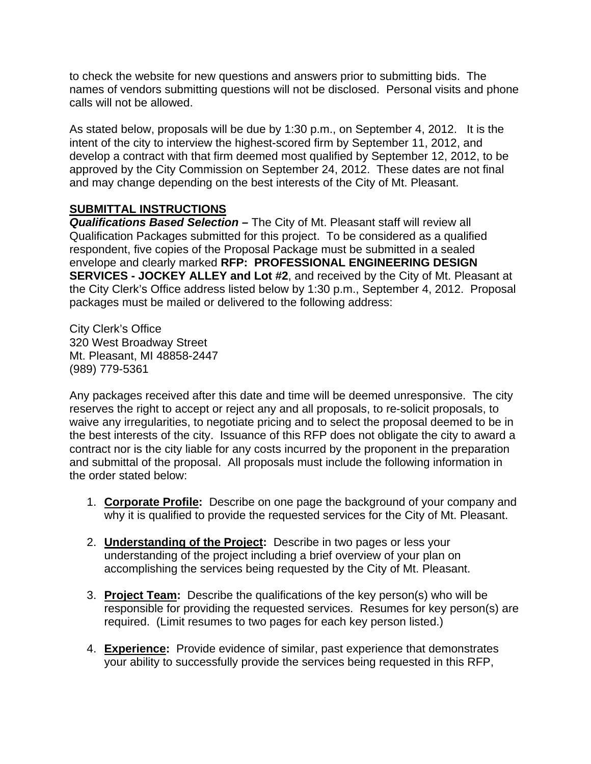to check the website for new questions and answers prior to submitting bids. The names of vendors submitting questions will not be disclosed. Personal visits and phone calls will not be allowed.

As stated below, proposals will be due by 1:30 p.m., on September 4, 2012. It is the intent of the city to interview the highest-scored firm by September 11, 2012, and develop a contract with that firm deemed most qualified by September 12, 2012, to be approved by the City Commission on September 24, 2012. These dates are not final and may change depending on the best interests of the City of Mt. Pleasant.

**SUBMITTAL INSTRUCTIONS**

***Qualifications Based Selection* –** The City of Mt. Pleasant staff will review all Qualification Packages submitted for this project. To be considered as a qualified respondent, five copies of the Proposal Package must be submitted in a sealed envelope and clearly marked **RFP: PROFESSIONAL ENGINEERING DESIGN SERVICES - JOCKEY ALLEY and Lot #2**, and received by the City of Mt. Pleasant at the City Clerk's Office address listed below by 1:30 p.m., September 4, 2012. Proposal packages must be mailed or delivered to the following address:

City Clerk's Office
320 West Broadway Street
Mt. Pleasant, MI 48858-2447
(989) 779-5361

Any packages received after this date and time will be deemed unresponsive. The city reserves the right to accept or reject any and all proposals, to re-solicit proposals, to waive any irregularities, to negotiate pricing and to select the proposal deemed to be in the best interests of the city. Issuance of this RFP does not obligate the city to award a contract nor is the city liable for any costs incurred by the proponent in the preparation and submittal of the proposal. All proposals must include the following information in the order stated below:

1. **Corporate Profile:** Describe on one page the background of your company and why it is qualified to provide the requested services for the City of Mt. Pleasant.

2. **Understanding of the Project:** Describe in two pages or less your understanding of the project including a brief overview of your plan on accomplishing the services being requested by the City of Mt. Pleasant.

3. **Project Team:** Describe the qualifications of the key person(s) who will be responsible for providing the requested services. Resumes for key person(s) are required. (Limit resumes to two pages for each key person listed.)

4. **Experience:** Provide evidence of similar, past experience that demonstrates your ability to successfully provide the services being requested in this RFP,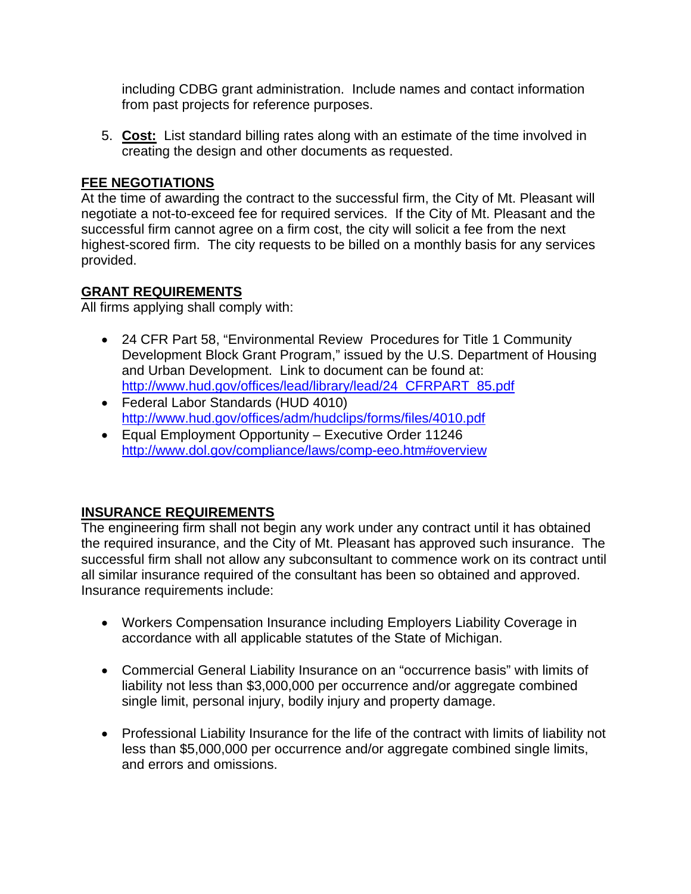including CDBG grant administration. Include names and contact information from past projects for reference purposes.

5. **Cost:** List standard billing rates along with an estimate of the time involved in creating the design and other documents as requested.

**FEE NEGOTIATIONS**

At the time of awarding the contract to the successful firm, the City of Mt. Pleasant will negotiate a not-to-exceed fee for required services. If the City of Mt. Pleasant and the successful firm cannot agree on a firm cost, the city will solicit a fee from the next highest-scored firm. The city requests to be billed on a monthly basis for any services provided.

**GRANT REQUIREMENTS**

All firms applying shall comply with:

- 24 CFR Part 58, "Environmental Review Procedures for Title 1 Community Development Block Grant Program," issued by the U.S. Department of Housing and Urban Development. Link to document can be found at: http://www.hud.gov/offices/lead/library/lead/24_CFRPART_85.pdf
- Federal Labor Standards (HUD 4010) http://www.hud.gov/offices/adm/hudclips/forms/files/4010.pdf
- Equal Employment Opportunity – Executive Order 11246 http://www.dol.gov/compliance/laws/comp-eeo.htm#overview

**INSURANCE REQUIREMENTS**

The engineering firm shall not begin any work under any contract until it has obtained the required insurance, and the City of Mt. Pleasant has approved such insurance. The successful firm shall not allow any subconsultant to commence work on its contract until all similar insurance required of the consultant has been so obtained and approved. Insurance requirements include:

- Workers Compensation Insurance including Employers Liability Coverage in accordance with all applicable statutes of the State of Michigan.

- Commercial General Liability Insurance on an "occurrence basis" with limits of liability not less than $3,000,000 per occurrence and/or aggregate combined single limit, personal injury, bodily injury and property damage.

- Professional Liability Insurance for the life of the contract with limits of liability not less than $5,000,000 per occurrence and/or aggregate combined single limits, and errors and omissions.